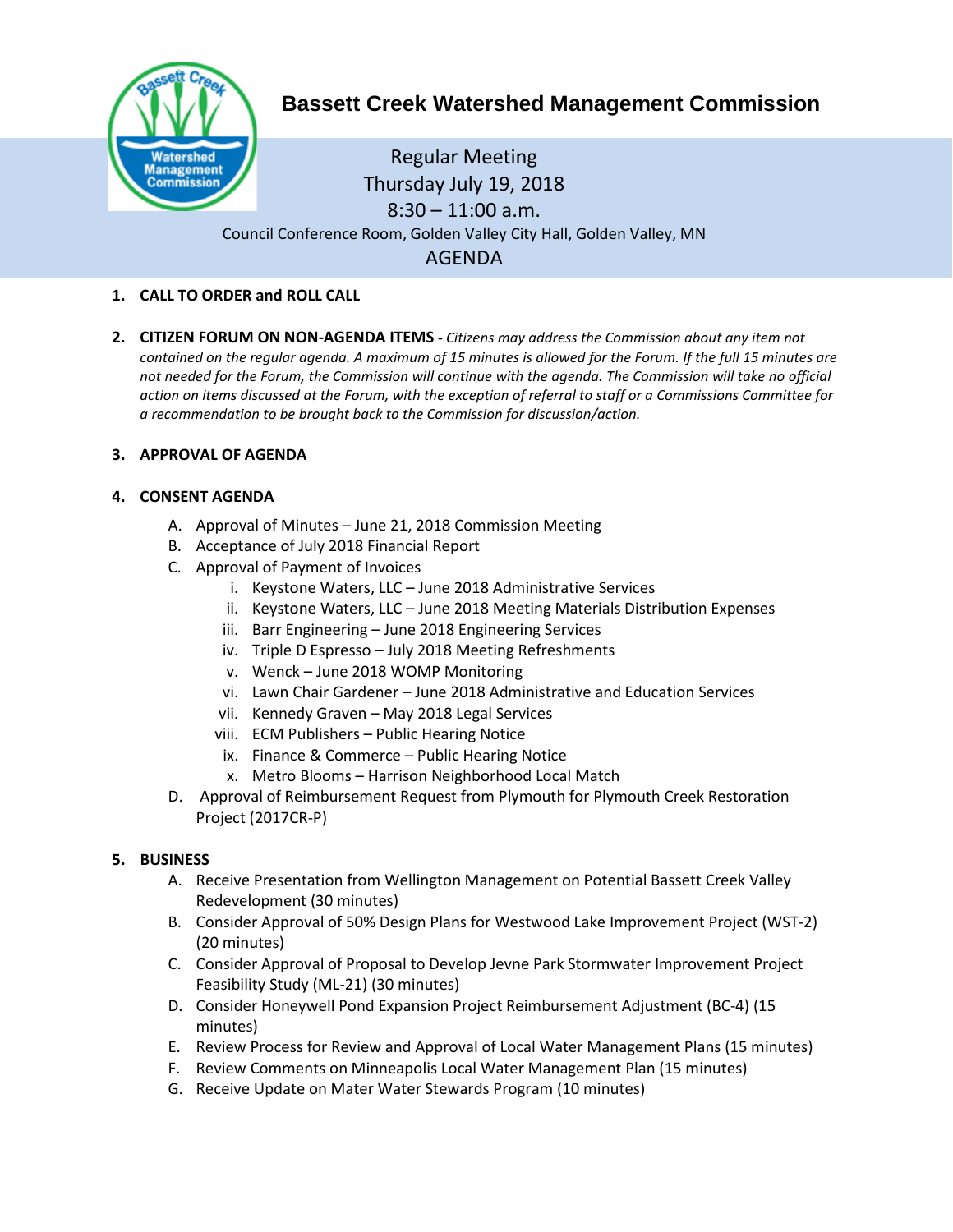# Bassett Creek Watershed Management Commission

Regular Meeting
Thursday July 19, 2018
8:30 – 11:00 a.m.
Council Conference Room, Golden Valley City Hall, Golden Valley, MN

## AGENDA

1. **CALL TO ORDER and ROLL CALL**

2. **CITIZEN FORUM ON NON-AGENDA ITEMS -** *Citizens may address the Commission about any item not contained on the regular agenda. A maximum of 15 minutes is allowed for the Forum. If the full 15 minutes are not needed for the Forum, the Commission will continue with the agenda. The Commission will take no official action on items discussed at the Forum, with the exception of referral to staff or a Commissions Committee for a recommendation to be brought back to the Commission for discussion/action.*

3. **APPROVAL OF AGENDA**

4. **CONSENT AGENDA**
   - A. Approval of Minutes – June 21, 2018 Commission Meeting
   - B. Acceptance of July 2018 Financial Report
   - C. Approval of Payment of Invoices
     - i. Keystone Waters, LLC – June 2018 Administrative Services
     - ii. Keystone Waters, LLC – June 2018 Meeting Materials Distribution Expenses
     - iii. Barr Engineering – June 2018 Engineering Services
     - iv. Triple D Espresso – July 2018 Meeting Refreshments
     - v. Wenck – June 2018 WOMP Monitoring
     - vi. Lawn Chair Gardener – June 2018 Administrative and Education Services
     - vii. Kennedy Graven – May 2018 Legal Services
     - viii. ECM Publishers – Public Hearing Notice
     - ix. Finance & Commerce – Public Hearing Notice
     - x. Metro Blooms – Harrison Neighborhood Local Match
   - D. Approval of Reimbursement Request from Plymouth for Plymouth Creek Restoration Project (2017CR-P)

5. **BUSINESS**
   - A. Receive Presentation from Wellington Management on Potential Bassett Creek Valley Redevelopment (30 minutes)
   - B. Consider Approval of 50% Design Plans for Westwood Lake Improvement Project (WST-2) (20 minutes)
   - C. Consider Approval of Proposal to Develop Jevne Park Stormwater Improvement Project Feasibility Study (ML-21) (30 minutes)
   - D. Consider Honeywell Pond Expansion Project Reimbursement Adjustment (BC-4) (15 minutes)
   - E. Review Process for Review and Approval of Local Water Management Plans (15 minutes)
   - F. Review Comments on Minneapolis Local Water Management Plan (15 minutes)
   - G. Receive Update on Mater Water Stewards Program (10 minutes)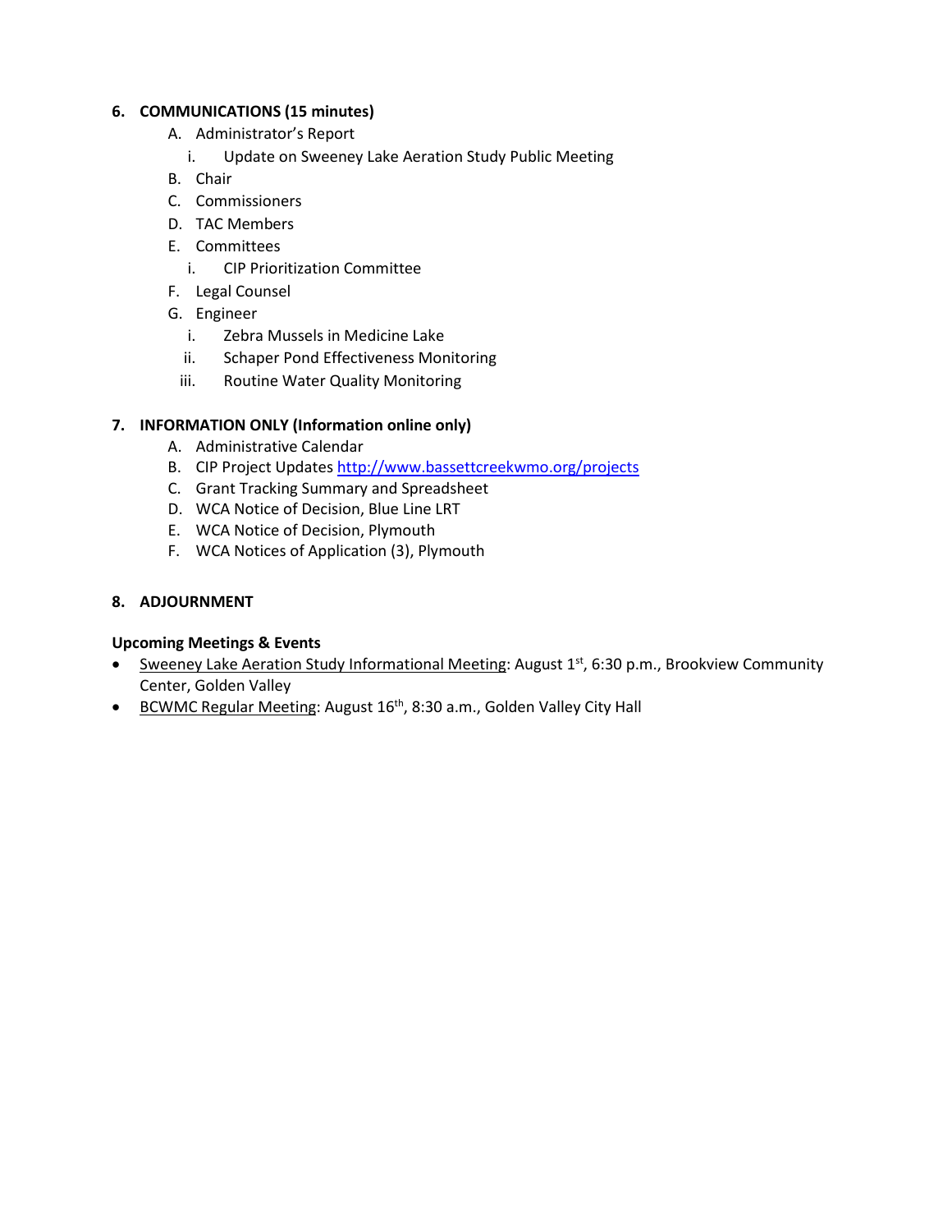6. **COMMUNICATIONS (15 minutes)**
   A. Administrator's Report
      i. Update on Sweeney Lake Aeration Study Public Meeting
   B. Chair
   C. Commissioners
   D. TAC Members
   E. Committees
      i. CIP Prioritization Committee
   F. Legal Counsel
   G. Engineer
      i. Zebra Mussels in Medicine Lake
      ii. Schaper Pond Effectiveness Monitoring
      iii. Routine Water Quality Monitoring

7. **INFORMATION ONLY (Information online only)**
   A. Administrative Calendar
   B. CIP Project Updates [http://www.bassettcreekwmo.org/projects](http://www.bassettcreekwmo.org/projects)
   C. Grant Tracking Summary and Spreadsheet
   D. WCA Notice of Decision, Blue Line LRT
   E. WCA Notice of Decision, Plymouth
   F. WCA Notices of Application (3), Plymouth

8. **ADJOURNMENT**

**Upcoming Meetings & Events**

- Sweeney Lake Aeration Study Informational Meeting: August 1st, 6:30 p.m., Brookview Community Center, Golden Valley
- BCWMC Regular Meeting: August 16th, 8:30 a.m., Golden Valley City Hall